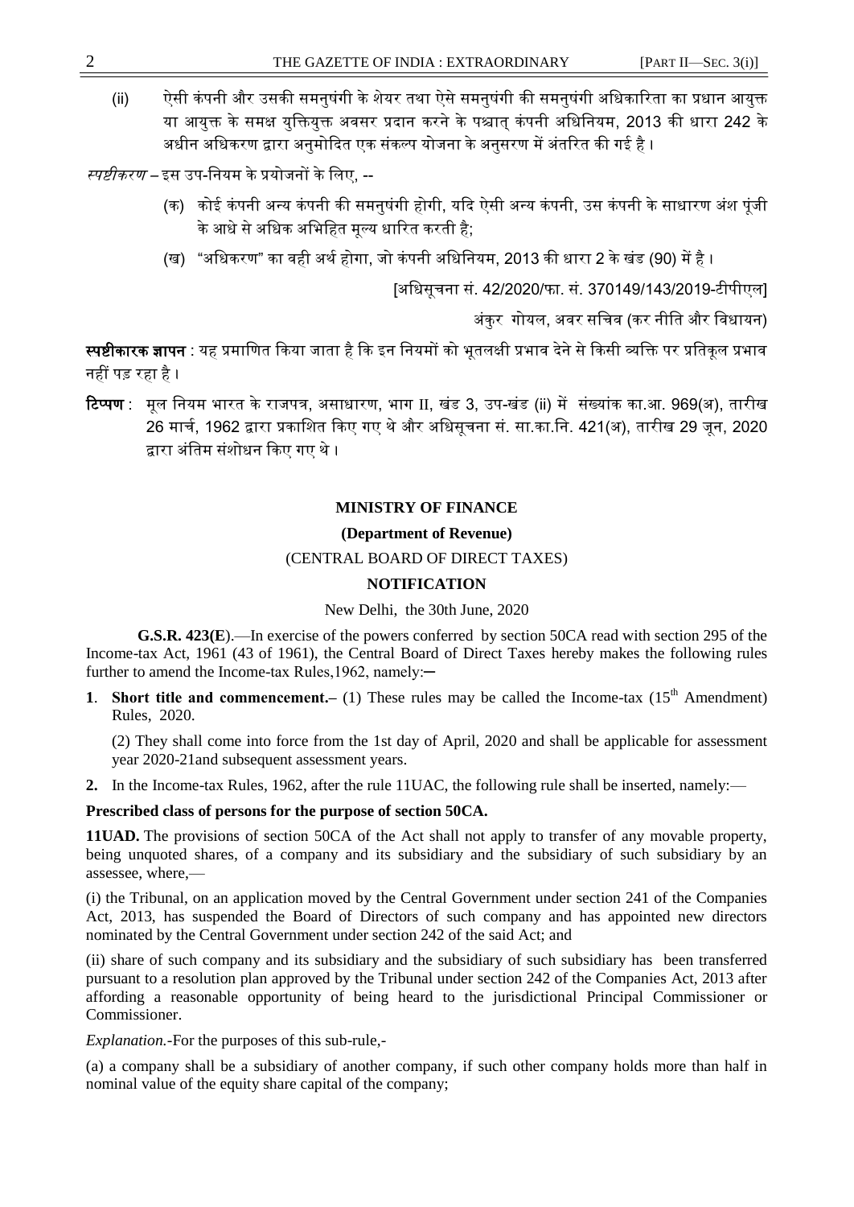(ii) ऐसी कंपनी और उसकी समनुषंगी के शेयर तथा ऐसे समनुषंगी की समनुषंगी अधिकारिता का प्रधान आयुक्त या आयुक्त के समक्ष युक्तियुक्त अवसर प्रदान करने के पश्चात् कंपनी अधिनियम, 2013 की धारा 242 के अधीन अधिकरण द्वारा अनुमोदित एक संकल्प योजना के अनुसरण में अंतरित की गई है ।

*स्पष्टीकरण* – इस उप-नियम के प्रयोजनों के लिए, --

(क) कोई कंपनी अन्य कंपनी की समनुषंगी होगी, यदि ऐसी अन्य कंपनी, उस कंपनी के साधारण अंश पूंजी के आधे से अधिक अभिहित मूल्य धारित करती है;

(ख) "अधिकरण" का वही अर्थ होगा, जो कंपनी अधिनियम, 2013 की धारा 2 के खंड (90) में है ।

[अधिसूचना सं. 42/2020/फा. सं. 370149/143/2019-टीपीएल]

अंकुर गोयल, अवर सचिव (कर नीति और विधायन)

**स्पष्टीकारक ज्ञापन** : यह प्रमाणित किया जाता है कि इन नियमों को भूतलक्षी प्रभाव देने से किसी व्यक्ति पर प्रतिकूल प्रभाव नहीं पड़ रहा है ।

**टिप्पण** : मूल नियम भारत के राजपत्र, असाधारण, भाग II, खंड 3, उप-खंड (ii) में संख्यांक का.आ. 969(अ), तारीख 26 मार्च, 1962 द्वारा प्रकाशित किए गए थे और अधिसूचना सं. सा.का.नि. 421(अ), तारीख 29 जून, 2020 द्वारा अंतिम संशोधन किए गए थे ।

## MINISTRY OF FINANCE

### (Department of Revenue)

### (CENTRAL BOARD OF DIRECT TAXES)

### NOTIFICATION

New Delhi, the 30th June, 2020

**G.S.R. 423(E)**.—In exercise of the powers conferred by section 50CA read with section 295 of the Income-tax Act, 1961 (43 of 1961), the Central Board of Direct Taxes hereby makes the following rules further to amend the Income-tax Rules,1962, namely:—

**1**. **Short title and commencement.–** (1) These rules may be called the Income-tax (15th Amendment) Rules, 2020.

(2) They shall come into force from the 1st day of April, 2020 and shall be applicable for assessment year 2020-21and subsequent assessment years.

**2.** In the Income-tax Rules, 1962, after the rule 11UAC, the following rule shall be inserted, namely:—

**Prescribed class of persons for the purpose of section 50CA.**

**11UAD.** The provisions of section 50CA of the Act shall not apply to transfer of any movable property, being unquoted shares, of a company and its subsidiary and the subsidiary of such subsidiary by an assessee, where,—

(i) the Tribunal, on an application moved by the Central Government under section 241 of the Companies Act, 2013, has suspended the Board of Directors of such company and has appointed new directors nominated by the Central Government under section 242 of the said Act; and

(ii) share of such company and its subsidiary and the subsidiary of such subsidiary has been transferred pursuant to a resolution plan approved by the Tribunal under section 242 of the Companies Act, 2013 after affording a reasonable opportunity of being heard to the jurisdictional Principal Commissioner or Commissioner.

*Explanation.*-For the purposes of this sub-rule,-

(a) a company shall be a subsidiary of another company, if such other company holds more than half in nominal value of the equity share capital of the company;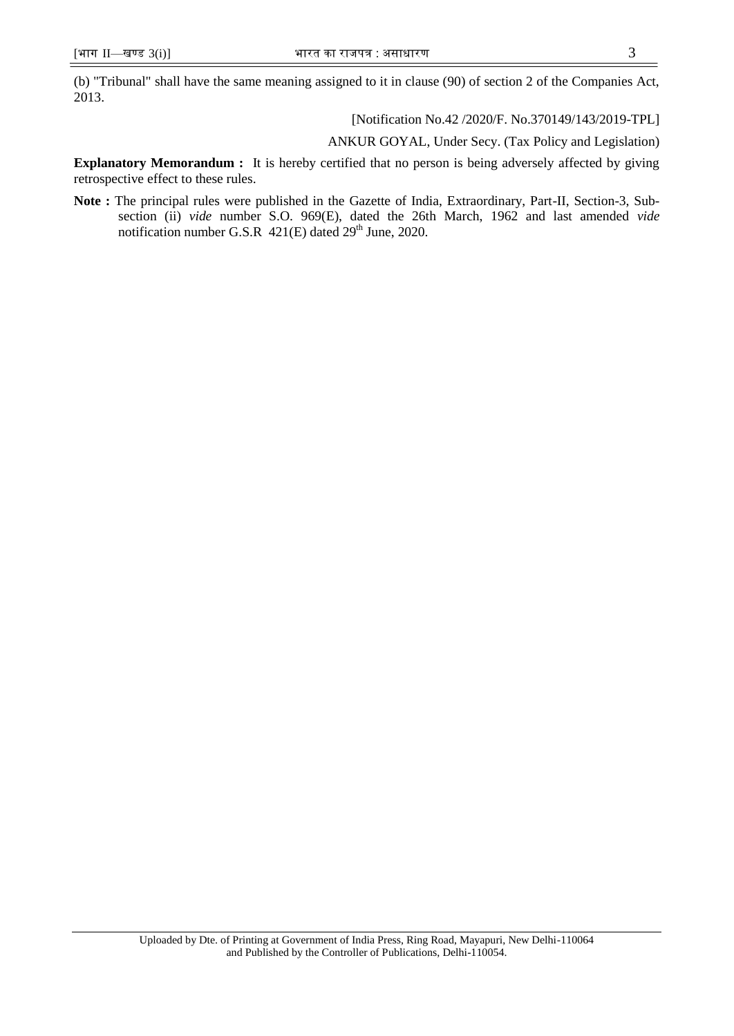(b) "Tribunal" shall have the same meaning assigned to it in clause (90) of section 2 of the Companies Act, 2013.

[Notification No.42 /2020/F. No.370149/143/2019-TPL]

ANKUR GOYAL, Under Secy. (Tax Policy and Legislation)

**Explanatory Memorandum :** It is hereby certified that no person is being adversely affected by giving retrospective effect to these rules.

**Note :** The principal rules were published in the Gazette of India, Extraordinary, Part-II, Section-3, Sub-section (ii) *vide* number S.O. 969(E), dated the 26th March, 1962 and last amended *vide* notification number G.S.R 421(E) dated 29th June, 2020.

Uploaded by Dte. of Printing at Government of India Press, Ring Road, Mayapuri, New Delhi-110064 and Published by the Controller of Publications, Delhi-110054.